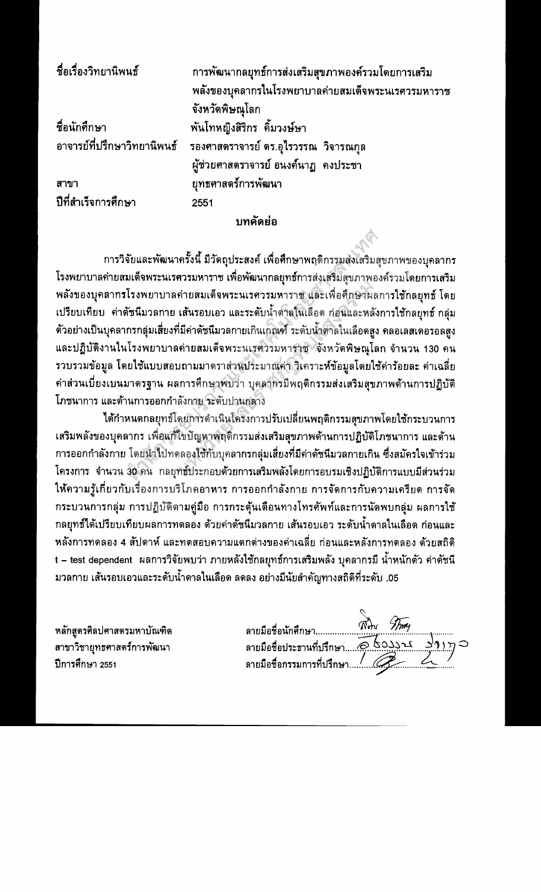| | |
|---|---|
| ชื่อเรื่องวิทยานิพนธ์ | การพัฒนากลยุทธ์การส่งเสริมสุขภาพองค์รวมโดยการเสริมพลังของบุคลากรในโรงพยาบาลค่ายสมเด็จพระนเรศวรมหาราช จังหวัดพิษณุโลก |
| ชื่อนักศึกษา | พันโทหญิงสิริกร คิ้มวงษ์ษา |
| อาจารย์ที่ปรึกษาวิทยานิพนธ์ | รองศาสตราจารย์ ดร.อุไรวรรณ วิจารณกุล<br>ผู้ช่วยศาสตราจารย์ อนงค์นาฏ คงประชา |
| สาขา | ยุทธศาสตร์การพัฒนา |
| ปีที่สำเร็จการศึกษา | 2551 |

## บทคัดย่อ

การวิจัยและพัฒนาครั้งนี้ มีวัตถุประสงค์ เพื่อศึกษาพฤติกรรมส่งเสริมสุขภาพของบุคลากรโรงพยาบาลค่ายสมเด็จพระนเรศวรมหาราช เพื่อพัฒนากลยุทธ์การส่งเสริมสุขภาพองค์รวมโดยการเสริมพลังของบุคลากรโรงพยาบาลค่ายสมเด็จพระนเรศวรมหาราช และเพื่อศึกษาผลการใช้กลยุทธ์ โดยเปรียบเทียบ ค่าดัชนีมวลกาย เส้นรอบเอว และระดับน้ำตาลในเลือด ก่อนและหลังการใช้กลยุทธ์ กลุ่มตัวอย่างเป็นบุคลากรกลุ่มเสี่ยงที่มีค่าดัชนีมวลกายเกินเกณฑ์ ระดับน้ำตาลในเลือดสูง คลอเลสเตอรอลสูง และปฏิบัติงานในโรงพยาบาลค่ายสมเด็จพระนเรศวรมหาราช จังหวัดพิษณุโลก จำนวน 130 คน รวบรวมข้อมูล โดยใช้แบบสอบถามมาตราส่วนประมาณค่า วิเคราะห์ข้อมูลโดยใช้ค่าร้อยละ ค่าเฉลี่ย ค่าส่วนเบี่ยงเบนมาตรฐาน ผลการศึกษาพบว่า บุคลากรมีพฤติกรรมส่งเสริมสุขภาพด้านการปฏิบัติโภชนาการ และด้านการออกกำลังกาย ระดับปานกลาง

ได้กำหนดกลยุทธ์โดยการดำเนินโครงการปรับเปลี่ยนพฤติกรรมสุขภาพโดยใช้กระบวนการเสริมพลังของบุคลากร เพื่อแก้ไขปัญหาพฤติกรรมส่งเสริมสุขภาพด้านการปฏิบัติโภชนาการ และด้านการออกกำลังกาย โดยนำไปทดลองใช้กับบุคลากรกลุ่มเสี่ยงที่มีค่าดัชนีมวลกายเกิน ซึ่งสมัครใจเข้าร่วมโครงการ จำนวน 30 คน กลยุทธ์ประกอบด้วยการเสริมพลังโดยการอบรมเชิงปฏิบัติการแบบมีส่วนร่วม ให้ความรู้เกี่ยวกับเรื่องการบริโภคอาหาร การออกกำลังกาย การจัดการกับความเครียด การจัดกระบวนการกลุ่ม การปฏิบัติตามคู่มือ การกระตุ้นเตือนทางโทรศัพท์และการนัดพบกลุ่ม ผลการใช้กลยุทธ์ได้เปรียบเทียบผลการทดลอง ด้วยค่าดัชนีมวลกาย เส้นรอบเอว ระดับน้ำตาลในเลือด ก่อนและหลังการทดลอง 4 สัปดาห์ และทดสอบความแตกต่างของค่าเฉลี่ย ก่อนและหลังการทดลอง ด้วยสถิติ t – test dependent ผลการวิจัยพบว่า ภายหลังใช้กลยุทธ์การเสริมพลัง บุคลากรมี น้ำหนักตัว ค่าดัชนีมวลกาย เส้นรอบเอวและระดับน้ำตาลในเลือด ลดลง อย่างมีนัยสำคัญทางสถิติที่ระดับ .05

หลักสูตรศิลปศาสตรมหาบัณฑิต
สาขาวิชายุทธศาสตร์การพัฒนา
ปีการศึกษา 2551

ลายมือชื่อนักศึกษา..........................................

ลายมือชื่อประธานที่ปรึกษา..........................................

ลายมือชื่อกรรมการที่ปรึกษา..........................................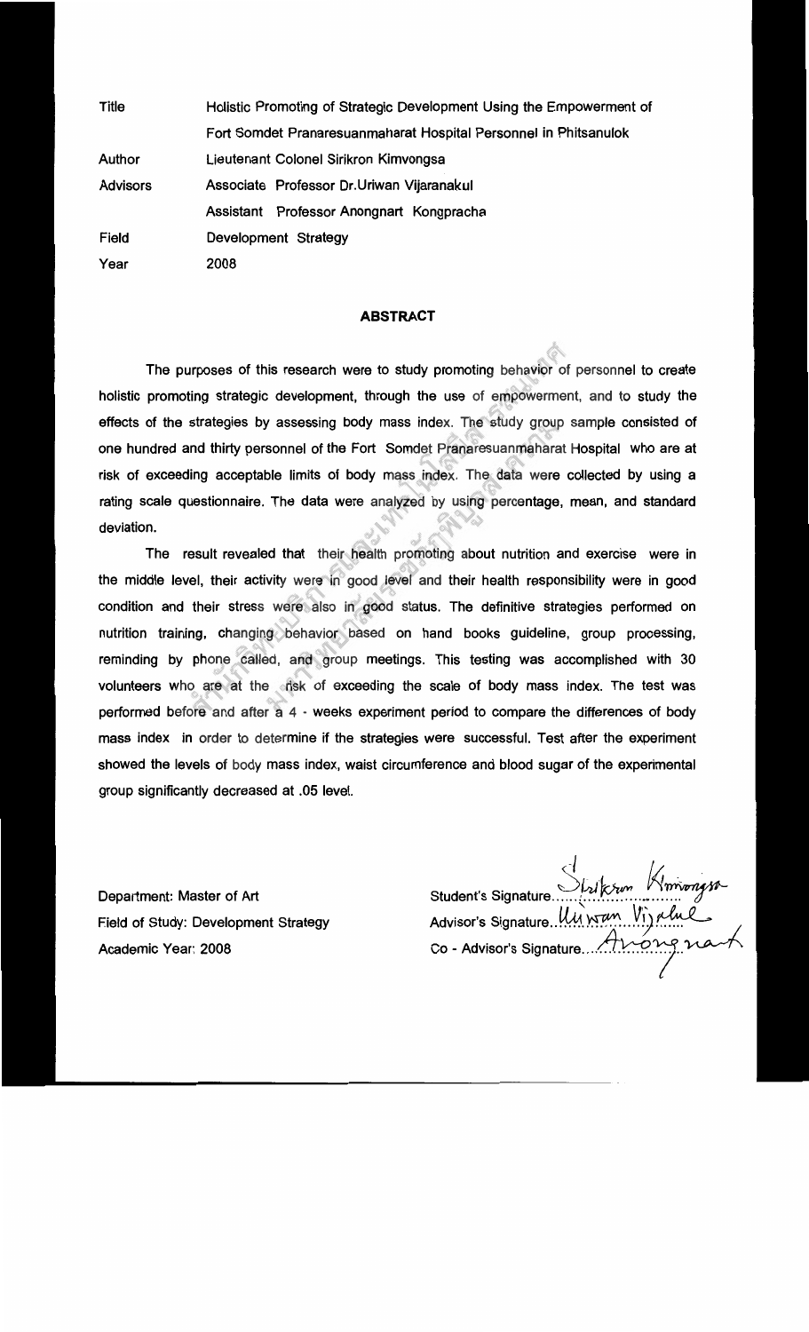| | |
|---|---|
| Title | Holistic Promoting of Strategic Development Using the Empowerment of Fort Somdet Pranaresuanmaharat Hospital Personnel in Phitsanulok |
| Author | Lieutenant Colonel Sirikron Kimvongsa |
| Advisors | Associate Professor Dr.Uriwan Vijaranakul |
| | Assistant Professor Anongnart Kongpracha |
| Field | Development Strategy |
| Year | 2008 |

## ABSTRACT

The purposes of this research were to study promoting behavior of personnel to create holistic promoting strategic development, through the use of empowerment, and to study the effects of the strategies by assessing body mass index. The study group sample consisted of one hundred and thirty personnel of the Fort Somdet Pranaresuanmaharat Hospital who are at risk of exceeding acceptable limits of body mass index. The data were collected by using a rating scale questionnaire. The data were analyzed by using percentage, mean, and standard deviation.

The result revealed that their health promoting about nutrition and exercise were in the middle level, their activity were in good level and their health responsibility were in good condition and their stress were also in good status. The definitive strategies performed on nutrition training, changing behavior based on hand books guideline, group processing, reminding by phone called, and group meetings. This testing was accomplished with 30 volunteers who are at the risk of exceeding the scale of body mass index. The test was performed before and after a 4 - weeks experiment period to compare the differences of body mass index in order to determine if the strategies were successful. Test after the experiment showed the levels of body mass index, waist circumference and blood sugar of the experimental group significantly decreased at .05 level.

Department: Master of Art
Field of Study: Development Strategy
Academic Year: 2008

Student's Signature Sirikron Kimvongsa
Advisor's Signature Uriwan Vijaluk
Co - Advisor's Signature Anongnart